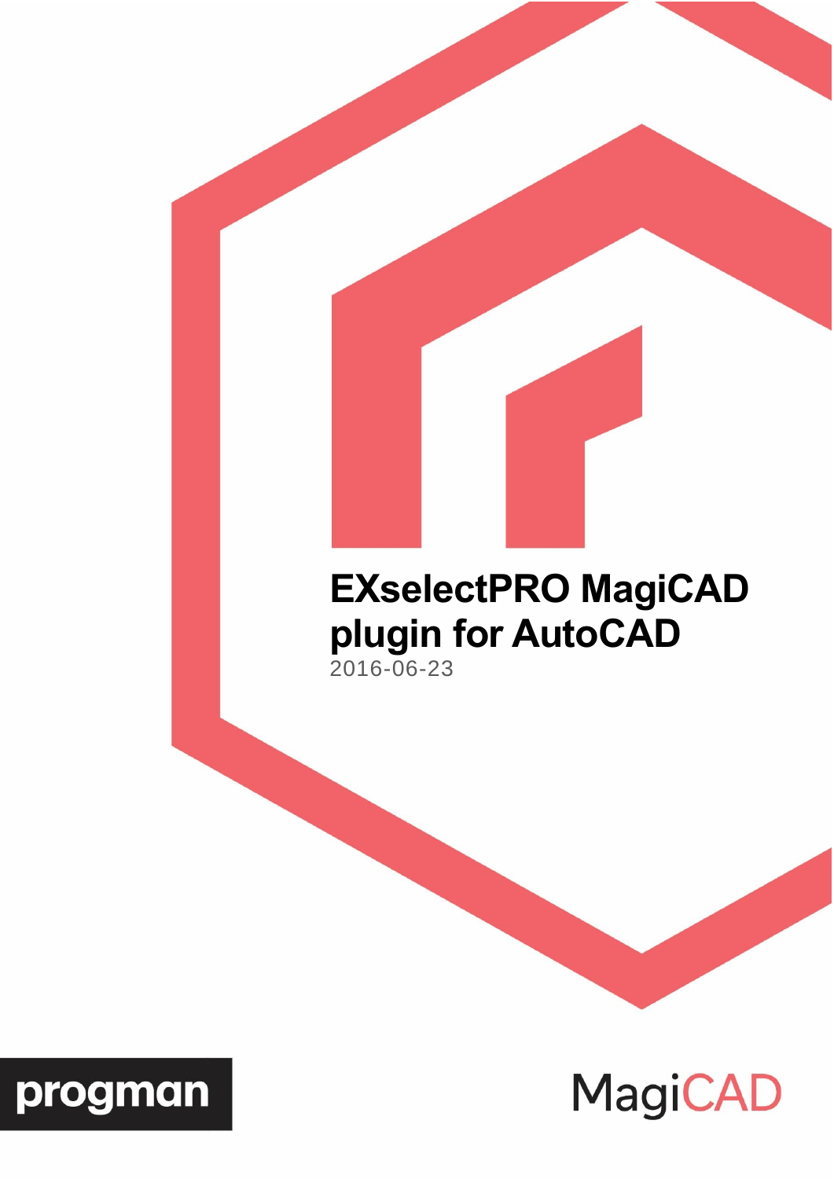# EXselectPRO MagiCAD plugin for AutoCAD

2016-06-23

progman

MagiCAD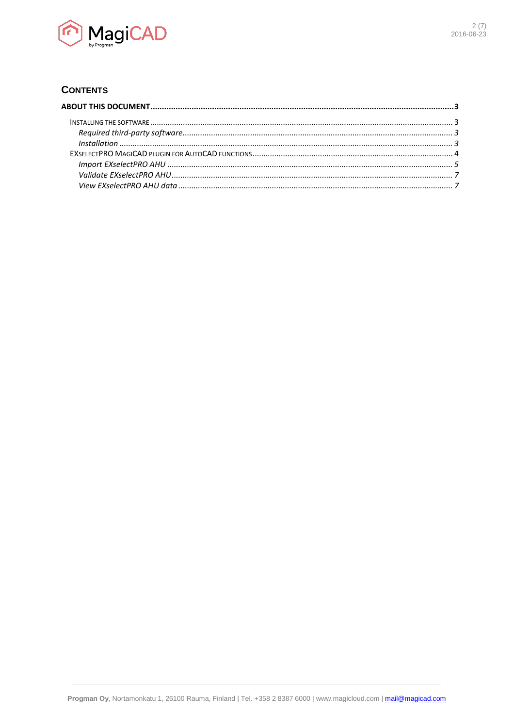## Contents

**ABOUT THIS DOCUMENT** .......... **3**

- INSTALLING THE SOFTWARE .......... 3
  - *Required third-party software* .......... *3*
  - *Installation* .......... *3*
- EXSELECTPRO MAGICAD PLUGIN FOR AUTOCAD FUNCTIONS .......... 4
  - *Import EXselectPRO AHU* .......... *5*
  - *Validate EXselectPRO AHU* .......... *7*
  - *View EXselectPRO AHU data* .......... *7*

**Progman Oy**, Nortamonkatu 1, 26100 Rauma, Finland | Tel. +358 2 8387 6000 | www.magicloud.com | mail@magicad.com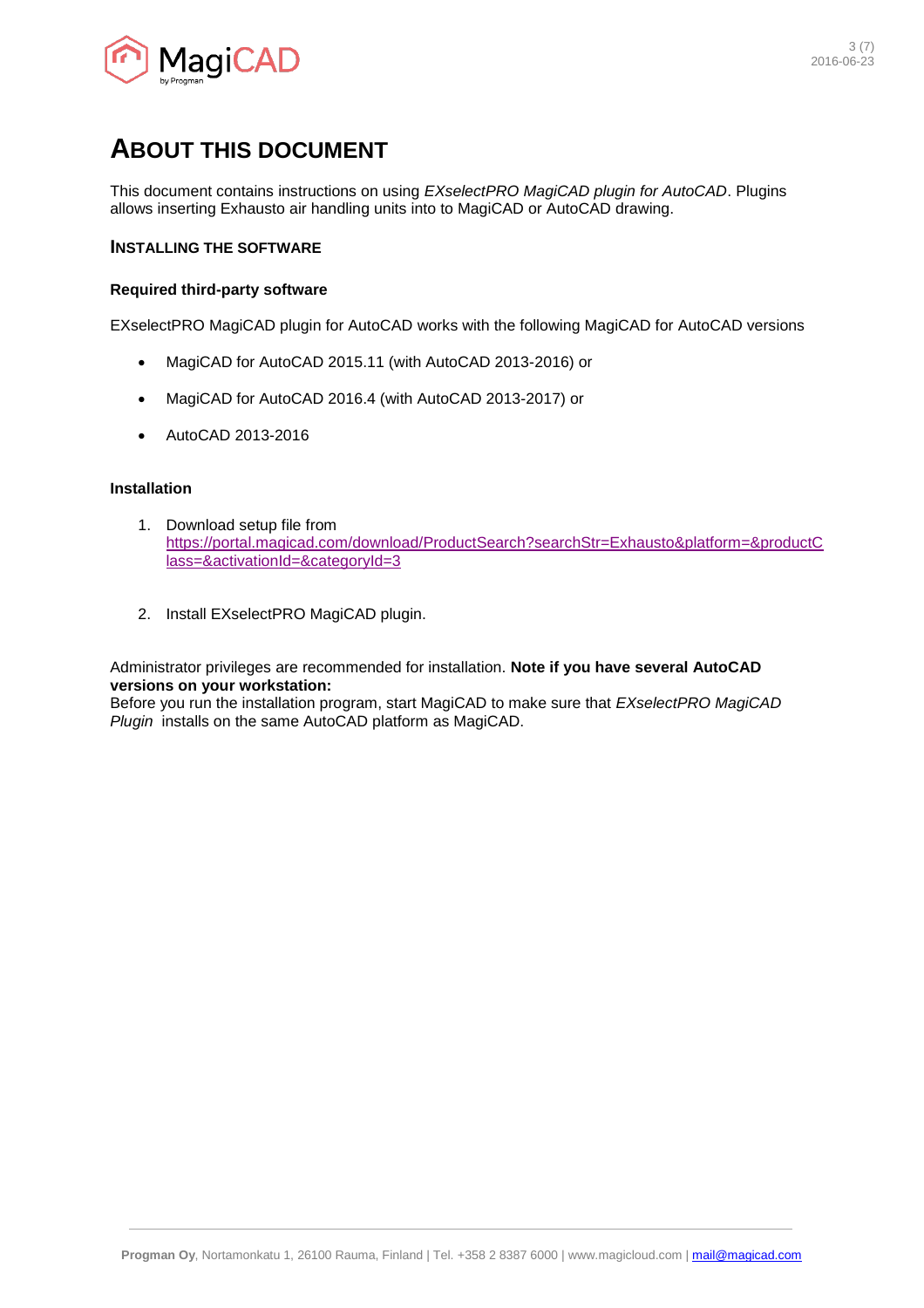# ABOUT THIS DOCUMENT

This document contains instructions on using *EXselectPRO MagiCAD plugin for AutoCAD*. Plugins allows inserting Exhausto air handling units into to MagiCAD or AutoCAD drawing.

## INSTALLING THE SOFTWARE

### Required third-party software

EXselectPRO MagiCAD plugin for AutoCAD works with the following MagiCAD for AutoCAD versions

- MagiCAD for AutoCAD 2015.11 (with AutoCAD 2013-2016) or
- MagiCAD for AutoCAD 2016.4 (with AutoCAD 2013-2017) or
- AutoCAD 2013-2016

### Installation

1. Download setup file from https://portal.magicad.com/download/ProductSearch?searchStr=Exhausto&platform=&productClass=&activationId=&categoryId=3
2. Install EXselectPRO MagiCAD plugin.

Administrator privileges are recommended for installation. **Note if you have several AutoCAD versions on your workstation:**
Before you run the installation program, start MagiCAD to make sure that *EXselectPRO MagiCAD Plugin* installs on the same AutoCAD platform as MagiCAD.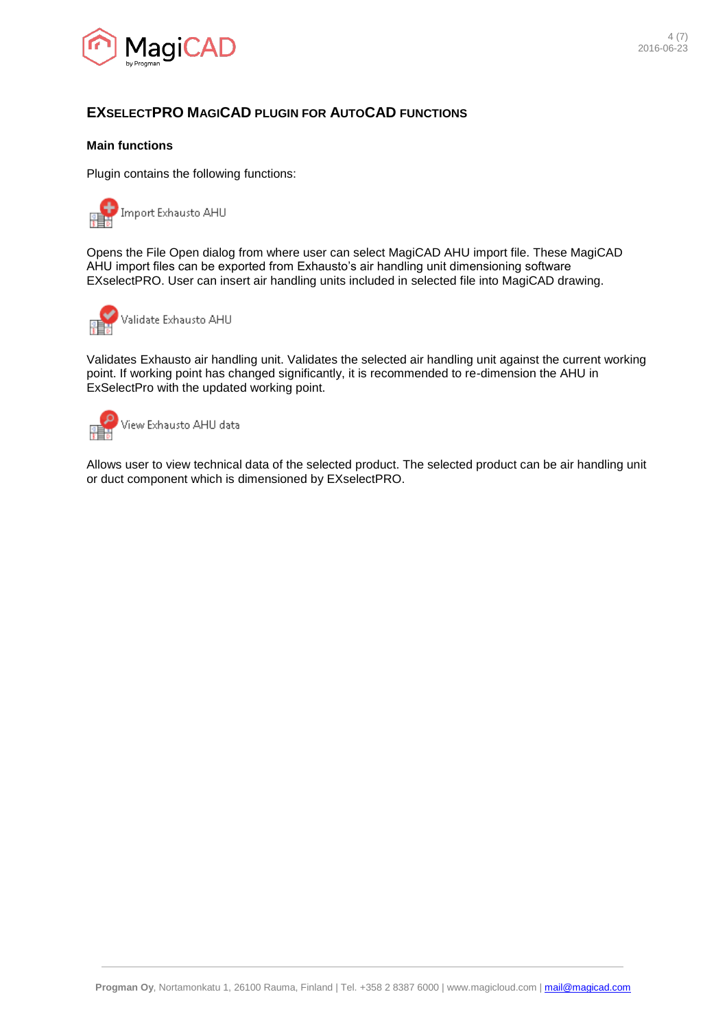## EXSELECTPRO MAGICAD PLUGIN FOR AUTOCAD FUNCTIONS

### Main functions

Plugin contains the following functions:

Import Exhausto AHU

Opens the File Open dialog from where user can select MagiCAD AHU import file. These MagiCAD AHU import files can be exported from Exhausto's air handling unit dimensioning software EXselectPRO. User can insert air handling units included in selected file into MagiCAD drawing.

Validate Exhausto AHU

Validates Exhausto air handling unit. Validates the selected air handling unit against the current working point. If working point has changed significantly, it is recommended to re-dimension the AHU in ExSelectPro with the updated working point.

View Exhausto AHU data

Allows user to view technical data of the selected product. The selected product can be air handling unit or duct component which is dimensioned by EXselectPRO.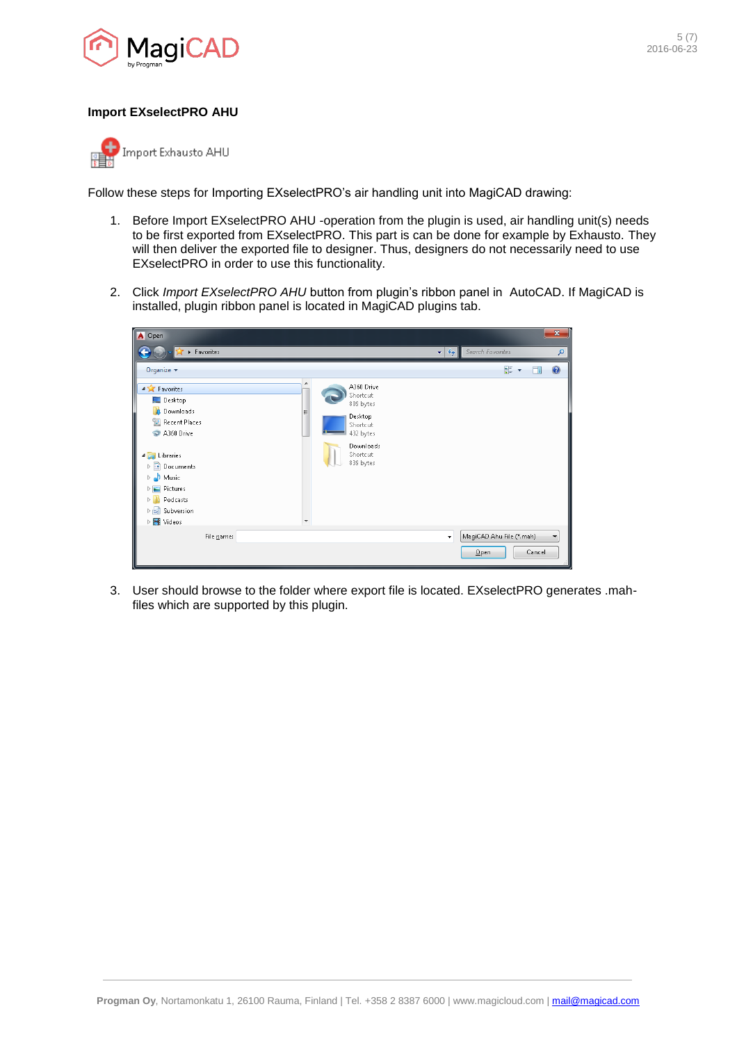**Import EXselectPRO AHU**

Import Exhausto AHU

Follow these steps for Importing EXselectPRO's air handling unit into MagiCAD drawing:

1. Before Import EXselectPRO AHU -operation from the plugin is used, air handling unit(s) needs to be first exported from EXselectPRO. This part is can be done for example by Exhausto. They will then deliver the exported file to designer. Thus, designers do not necessarily need to use EXselectPRO in order to use this functionality.

2. Click *Import EXselectPRO AHU* button from plugin's ribbon panel in AutoCAD. If MagiCAD is installed, plugin ribbon panel is located in MagiCAD plugins tab.

3. User should browse to the folder where export file is located. EXselectPRO generates .mah-files which are supported by this plugin.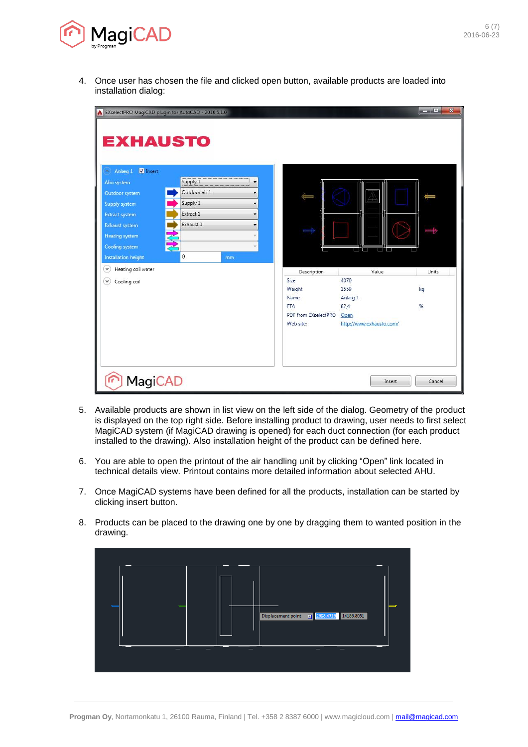4. Once user has chosen the file and clicked open button, available products are loaded into installation dialog:

5. Available products are shown in list view on the left side of the dialog. Geometry of the product is displayed on the top right side. Before installing product to drawing, user needs to first select MagiCAD system (if MagiCAD drawing is opened) for each duct connection (for each product installed to the drawing). Also installation height of the product can be defined here.

6. You are able to open the printout of the air handling unit by clicking "Open" link located in technical details view. Printout contains more detailed information about selected AHU.

7. Once MagiCAD systems have been defined for all the products, installation can be started by clicking insert button.

8. Products can be placed to the drawing one by one by dragging them to wanted position in the drawing.

**Progman Oy**, Nortamonkatu 1, 26100 Rauma, Finland | Tel. +358 2 8387 6000 | www.magicloud.com | mail@magicad.com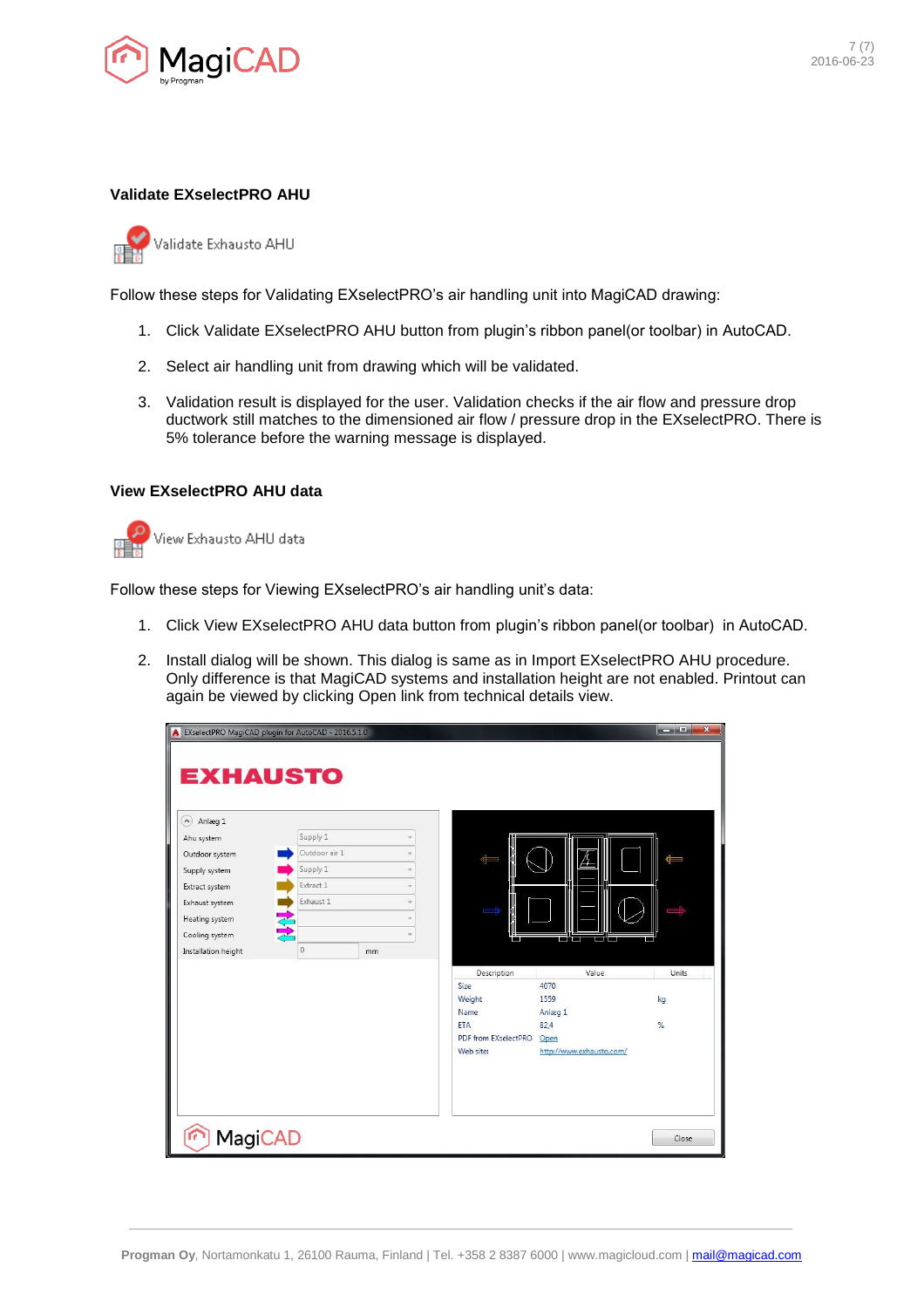### Validate EXselectPRO AHU

Validate Exhausto AHU

Follow these steps for Validating EXselectPRO's air handling unit into MagiCAD drawing:

1. Click Validate EXselectPRO AHU button from plugin's ribbon panel(or toolbar) in AutoCAD.
2. Select air handling unit from drawing which will be validated.
3. Validation result is displayed for the user. Validation checks if the air flow and pressure drop ductwork still matches to the dimensioned air flow / pressure drop in the EXselectPRO. There is 5% tolerance before the warning message is displayed.

### View EXselectPRO AHU data

View Exhausto AHU data

Follow these steps for Viewing EXselectPRO's air handling unit's data:

1. Click View EXselectPRO AHU data button from plugin's ribbon panel(or toolbar) in AutoCAD.
2. Install dialog will be shown. This dialog is same as in Import EXselectPRO AHU procedure. Only difference is that MagiCAD systems and installation height are not enabled. Printout can again be viewed by clicking Open link from technical details view.